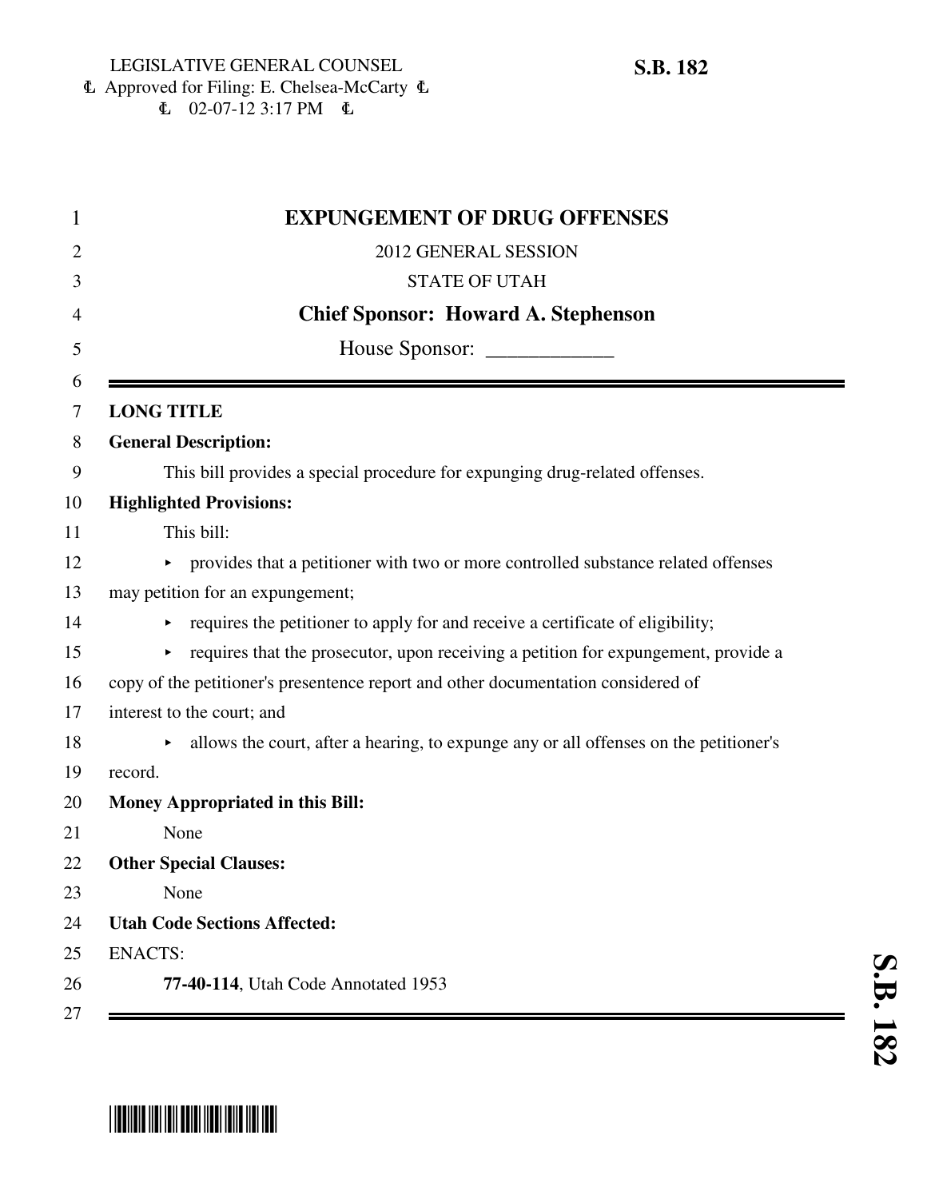LEGISLATIVE GENERAL COUNSEL
Approved for Filing: E. Chelsea-McCarty
02-07-12 3:17 PM

**S.B. 182**

# EXPUNGEMENT OF DRUG OFFENSES

2012 GENERAL SESSION

STATE OF UTAH

**Chief Sponsor: Howard A. Stephenson**

House Sponsor: ____________

---

**LONG TITLE**

**General Description:**

This bill provides a special procedure for expunging drug-related offenses.

**Highlighted Provisions:**

This bill:

- provides that a petitioner with two or more controlled substance related offenses may petition for an expungement;
- requires the petitioner to apply for and receive a certificate of eligibility;
- requires that the prosecutor, upon receiving a petition for expungement, provide a copy of the petitioner's presentence report and other documentation considered of interest to the court; and
- allows the court, after a hearing, to expunge any or all offenses on the petitioner's record.

**Money Appropriated in this Bill:**

None

**Other Special Clauses:**

None

**Utah Code Sections Affected:**

ENACTS:

**77-40-114**, Utah Code Annotated 1953

---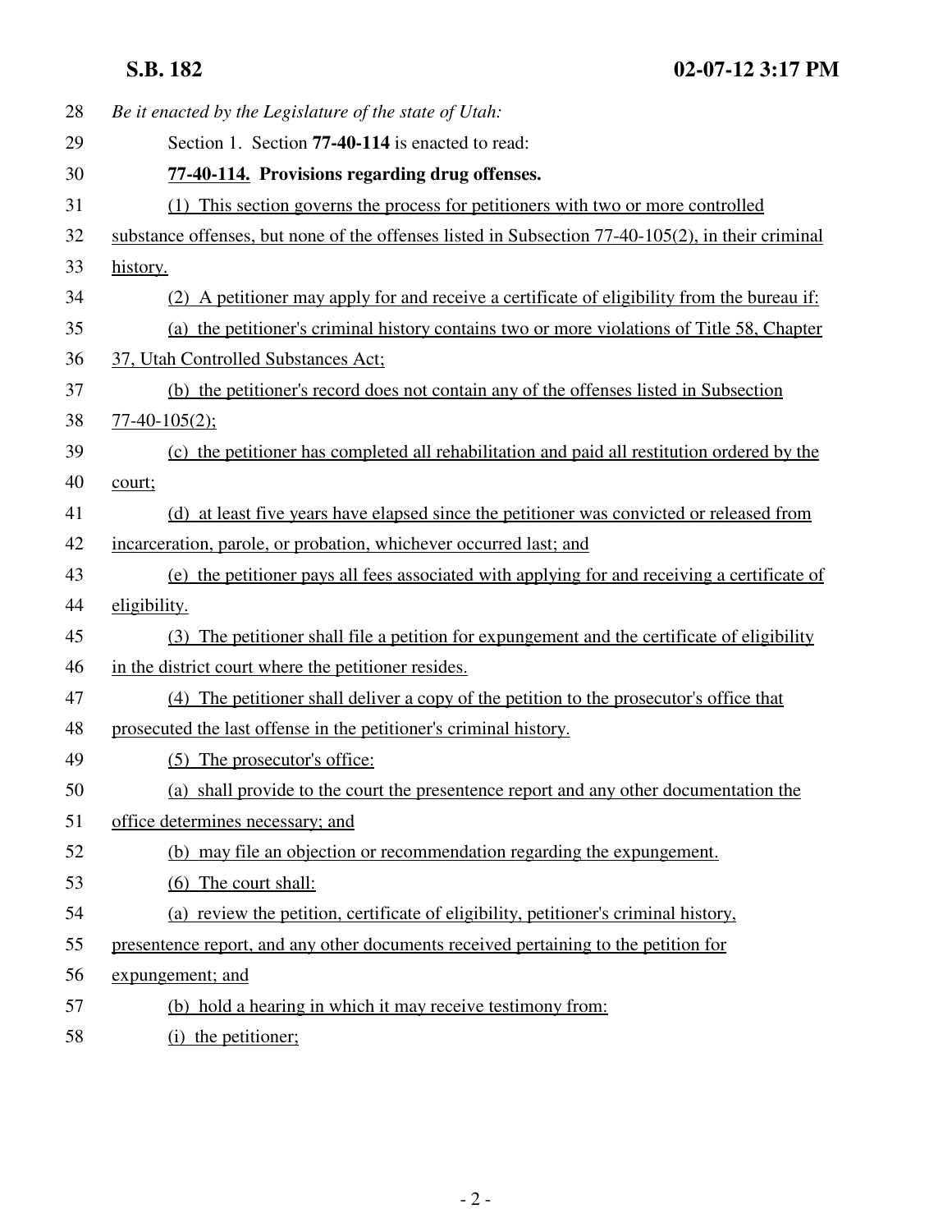*Be it enacted by the Legislature of the state of Utah:*

Section 1. Section **77-40-114** is enacted to read:

**77-40-114. Provisions regarding drug offenses.**

(1) This section governs the process for petitioners with two or more controlled substance offenses, but none of the offenses listed in Subsection 77-40-105(2), in their criminal history.

(2) A petitioner may apply for and receive a certificate of eligibility from the bureau if:

(a) the petitioner's criminal history contains two or more violations of Title 58, Chapter 37, Utah Controlled Substances Act;

(b) the petitioner's record does not contain any of the offenses listed in Subsection 77-40-105(2);

(c) the petitioner has completed all rehabilitation and paid all restitution ordered by the court;

(d) at least five years have elapsed since the petitioner was convicted or released from incarceration, parole, or probation, whichever occurred last; and

(e) the petitioner pays all fees associated with applying for and receiving a certificate of eligibility.

(3) The petitioner shall file a petition for expungement and the certificate of eligibility in the district court where the petitioner resides.

(4) The petitioner shall deliver a copy of the petition to the prosecutor's office that prosecuted the last offense in the petitioner's criminal history.

(5) The prosecutor's office:

(a) shall provide to the court the presentence report and any other documentation the office determines necessary; and

(b) may file an objection or recommendation regarding the expungement.

(6) The court shall:

(a) review the petition, certificate of eligibility, petitioner's criminal history, presentence report, and any other documents received pertaining to the petition for expungement; and

(b) hold a hearing in which it may receive testimony from:

(i) the petitioner;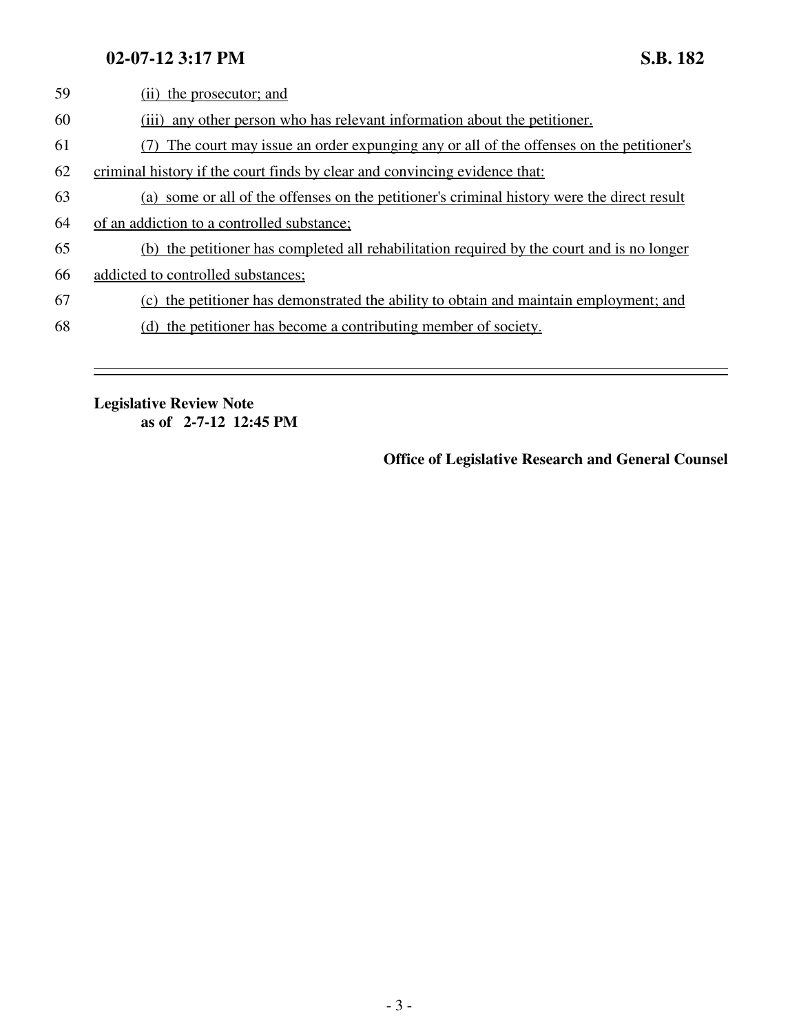59 (ii) the prosecutor; and

60 (iii) any other person who has relevant information about the petitioner.

61 (7) The court may issue an order expunging any or all of the offenses on the petitioner's

62 criminal history if the court finds by clear and convincing evidence that:

63 (a) some or all of the offenses on the petitioner's criminal history were the direct result

64 of an addiction to a controlled substance;

65 (b) the petitioner has completed all rehabilitation required by the court and is no longer

66 addicted to controlled substances;

67 (c) the petitioner has demonstrated the ability to obtain and maintain employment; and

68 (d) the petitioner has become a contributing member of society.

---

**Legislative Review Note**
**as of 2-7-12 12:45 PM**

**Office of Legislative Research and General Counsel**